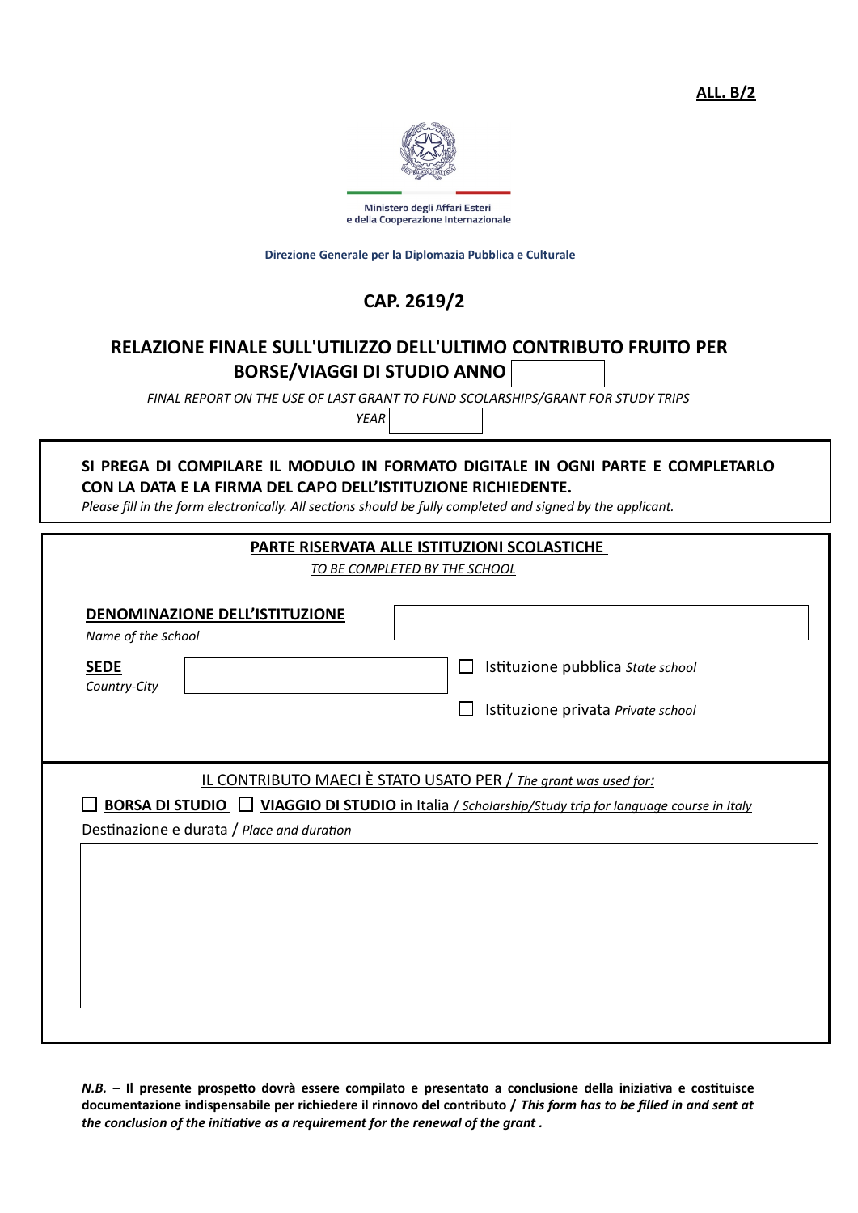**ALL. B/2**

Ministero degli Affari Esteri
e della Cooperazione Internazionale

Direzione Generale per la Diplomazia Pubblica e Culturale

## CAP. 2619/2

## RELAZIONE FINALE SULL'UTILIZZO DELL'ULTIMO CONTRIBUTO FRUITO PER BORSE/VIAGGI DI STUDIO ANNO

*FINAL REPORT ON THE USE OF LAST GRANT TO FUND SCOLARSHIPS/GRANT FOR STUDY TRIPS YEAR*

**SI PREGA DI COMPILARE IL MODULO IN FORMATO DIGITALE IN OGNI PARTE E COMPLETARLO CON LA DATA E LA FIRMA DEL CAPO DELL'ISTITUZIONE RICHIEDENTE.**
*Please fill in the form electronically. All sections should be fully completed and signed by the applicant.*

**PARTE RISERVATA ALLE ISTITUZIONI SCOLASTICHE**
*TO BE COMPLETED BY THE SCHOOL*

**DENOMINAZIONE DELL'ISTITUZIONE**
*Name of the School*

**SEDE**
*Country-City*

☐ Istituzione pubblica *State school*

☐ Istituzione privata *Private school*

IL CONTRIBUTO MAECI È STATO USATO PER / *The grant was used for:*

☐ **BORSA DI STUDIO** ☐ **VIAGGIO DI STUDIO** in Italia / *Scholarship/Study trip for language course in Italy*

Destinazione e durata / *Place and duration*

***N.B.* – Il presente prospetto dovrà essere compilato e presentato a conclusione della iniziativa e costituisce documentazione indispensabile per richiedere il rinnovo del contributo / *This form has to be filled in and sent at the conclusion of the initiative as a requirement for the renewal of the grant .***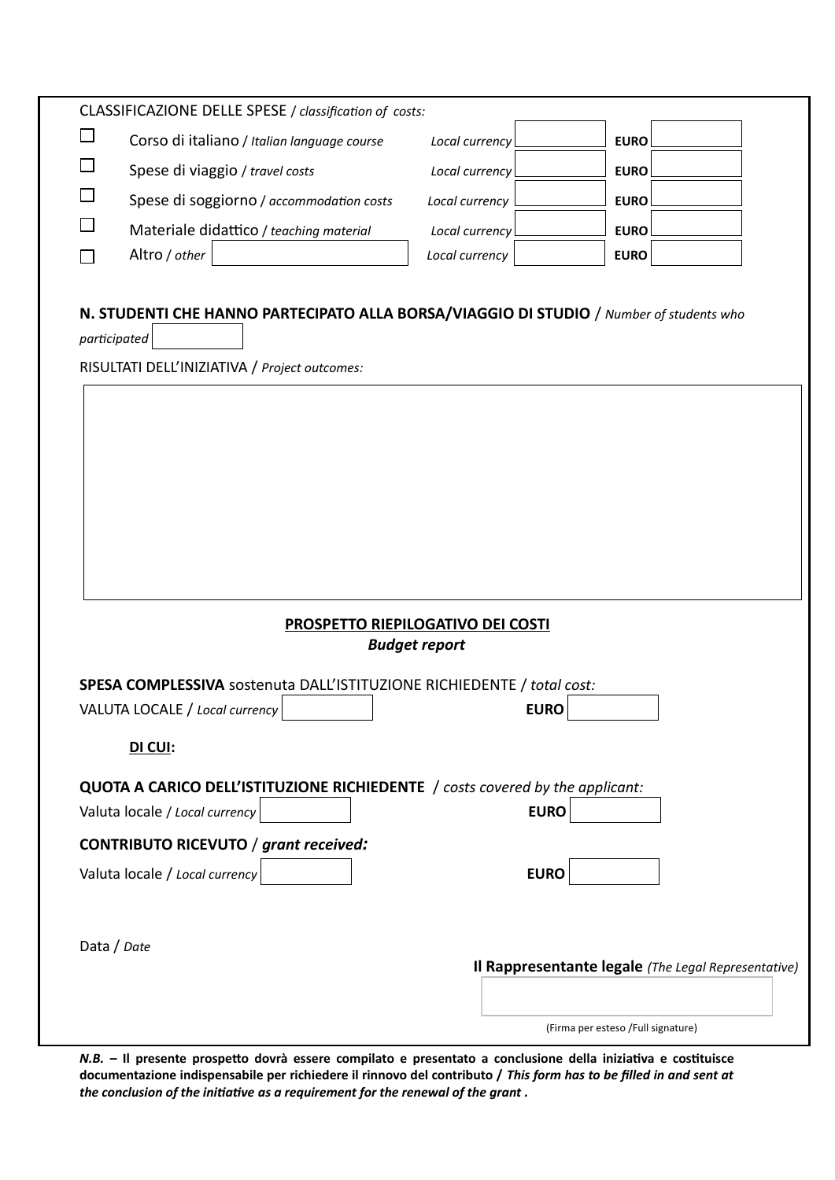CLASSIFICAZIONE DELLE SPESE / *classification of costs:*

| | | | | | |
|---|---|---|---|---|---|
| ☐ | Corso di italiano / *Italian language course* | *Local currency* | | **EURO** | |
| ☐ | Spese di viaggio / *travel costs* | *Local currency* | | **EURO** | |
| ☐ | Spese di soggiorno / *accommodation costs* | *Local currency* | | **EURO** | |
| ☐ | Materiale didattico / *teaching material* | *Local currency* | | **EURO** | |
| ☐ | Altro / *other* | *Local currency* | | **EURO** | |

**N. STUDENTI CHE HANNO PARTECIPATO ALLA BORSA/VIAGGIO DI STUDIO** / *Number of students who participated*

RISULTATI DELL'INIZIATIVA / *Project outcomes:*

## PROSPETTO RIEPILOGATIVO DEI COSTI

***Budget report***

**SPESA COMPLESSIVA** sostenuta DALL'ISTITUZIONE RICHIEDENTE / *total cost:*

VALUTA LOCALE / *Local currency* **EURO**

**DI CUI:**

**QUOTA A CARICO DELL'ISTITUZIONE RICHIEDENTE** / *costs covered by the applicant:*

Valuta locale / *Local currency* **EURO**

**CONTRIBUTO RICEVUTO** / ***grant received:***

Valuta locale / *Local currency* **EURO**

Data / *Date*

**Il Rappresentante legale** *(The Legal Representative)*

(Firma per esteso /Full signature)

***N.B.* – Il presente prospetto dovrà essere compilato e presentato a conclusione della iniziativa e costituisce documentazione indispensabile per richiedere il rinnovo del contributo / *This form has to be filled in and sent at the conclusion of the initiative as a requirement for the renewal of the grant .***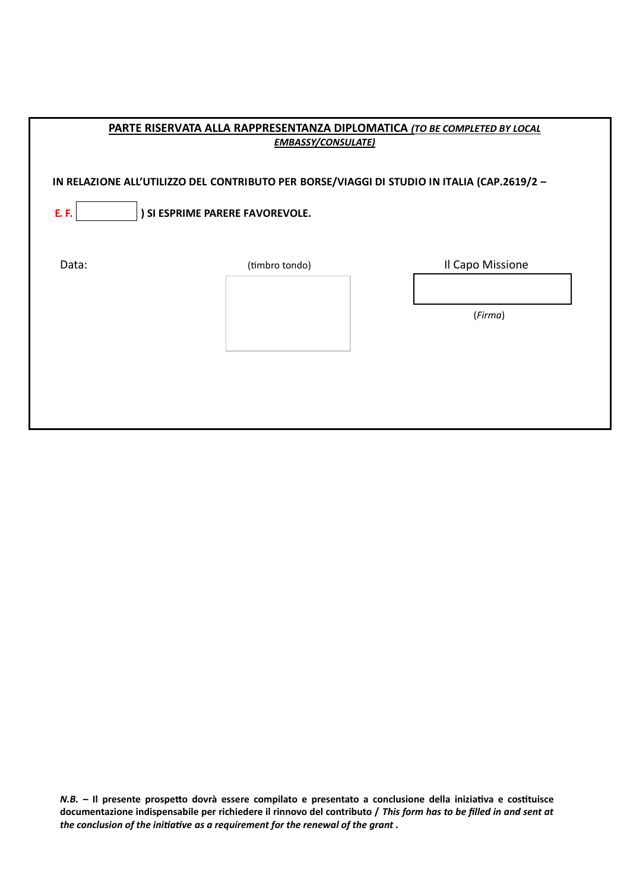**PARTE RISERVATA ALLA RAPPRESENTANZA DIPLOMATICA** ***(TO BE COMPLETED BY LOCAL EMBASSY/CONSULATE)***

**IN RELAZIONE ALL'UTILIZZO DEL CONTRIBUTO PER BORSE/VIAGGI DI STUDIO IN ITALIA (CAP.2619/2 –**

**E. F.** ______ **) SI ESPRIME PARERE FAVOREVOLE.**

Data:

(timbro tondo)

Il Capo Missione

(*Firma*)

***N.B.*** **– Il presente prospetto dovrà essere compilato e presentato a conclusione della iniziativa e costituisce documentazione indispensabile per richiedere il rinnovo del contributo /** ***This form has to be filled in and sent at the conclusion of the initiative as a requirement for the renewal of the grant .***